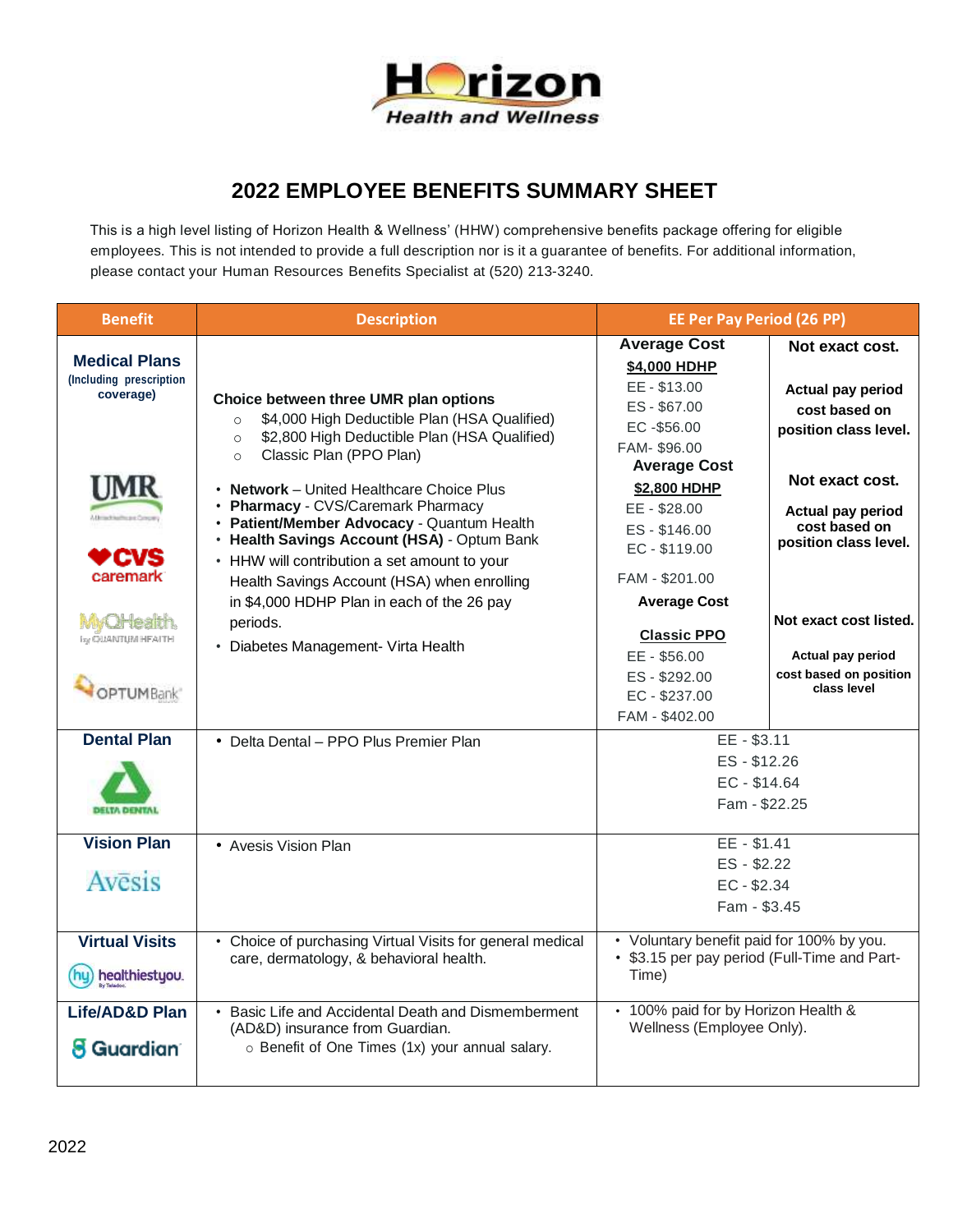Horizon Health and Wellness

# 2022 EMPLOYEE BENEFITS SUMMARY SHEET

This is a high level listing of Horizon Health & Wellness' (HHW) comprehensive benefits package offering for eligible employees. This is not intended to provide a full description nor is it a guarantee of benefits. For additional information, please contact your Human Resources Benefits Specialist at (520) 213-3240.

| Benefit | Description | EE Per Pay Period (26 PP) | |
|---|---|---|---|
| **Medical Plans** (Including prescription coverage) UMR, CVS caremark, MyQHealth by QUANTUM HEALTH, OPTUM Bank | **Choice between three UMR plan options**<br>○ $4,000 High Deductible Plan (HSA Qualified)<br>○ $2,800 High Deductible Plan (HSA Qualified)<br>○ Classic Plan (PPO Plan)<br>• **Network** – United Healthcare Choice Plus<br>• **Pharmacy** - CVS/Caremark Pharmacy<br>• **Patient/Member Advocacy** - Quantum Health<br>• **Health Savings Account (HSA)** - Optum Bank<br>• HHW will contribution a set amount to your Health Savings Account (HSA) when enrolling in $4,000 HDHP Plan in each of the 26 pay periods.<br>• Diabetes Management- Virta Health | **Average Cost**<br>**$4,000 HDHP**<br>EE - $13.00<br>ES - $67.00<br>EC -$56.00<br>FAM- $96.00 | **Not exact cost.**<br>**Actual pay period cost based on position class level.** |
| | | **Average Cost**<br>**$2,800 HDHP**<br>EE - $28.00<br>ES - $146.00<br>EC - $119.00<br>FAM - $201.00 | **Not exact cost.**<br>**Actual pay period cost based on position class level.** |
| | | **Average Cost**<br>**Classic PPO**<br>EE - $56.00<br>ES - $292.00<br>EC - $237.00<br>FAM - $402.00 | **Not exact cost listed.**<br>**Actual pay period cost based on position class level** |
| **Dental Plan** DELTA DENTAL | • Delta Dental – PPO Plus Premier Plan | EE - $3.11<br>ES - $12.26<br>EC - $14.64<br>Fam - $22.25 | |
| **Vision Plan** Avesis | • Avesis Vision Plan | EE - $1.41<br>ES - $2.22<br>EC - $2.34<br>Fam - $3.45 | |
| **Virtual Visits** healthiestyou. By Teladoc. | • Choice of purchasing Virtual Visits for general medical care, dermatology, & behavioral health. | • Voluntary benefit paid for 100% by you.<br>• $3.15 per pay period (Full-Time and Part-Time) | |
| **Life/AD&D Plan** Guardian | • Basic Life and Accidental Death and Dismemberment (AD&D) insurance from Guardian.<br>○ Benefit of One Times (1x) your annual salary. | • 100% paid for by Horizon Health & Wellness (Employee Only). | |

2022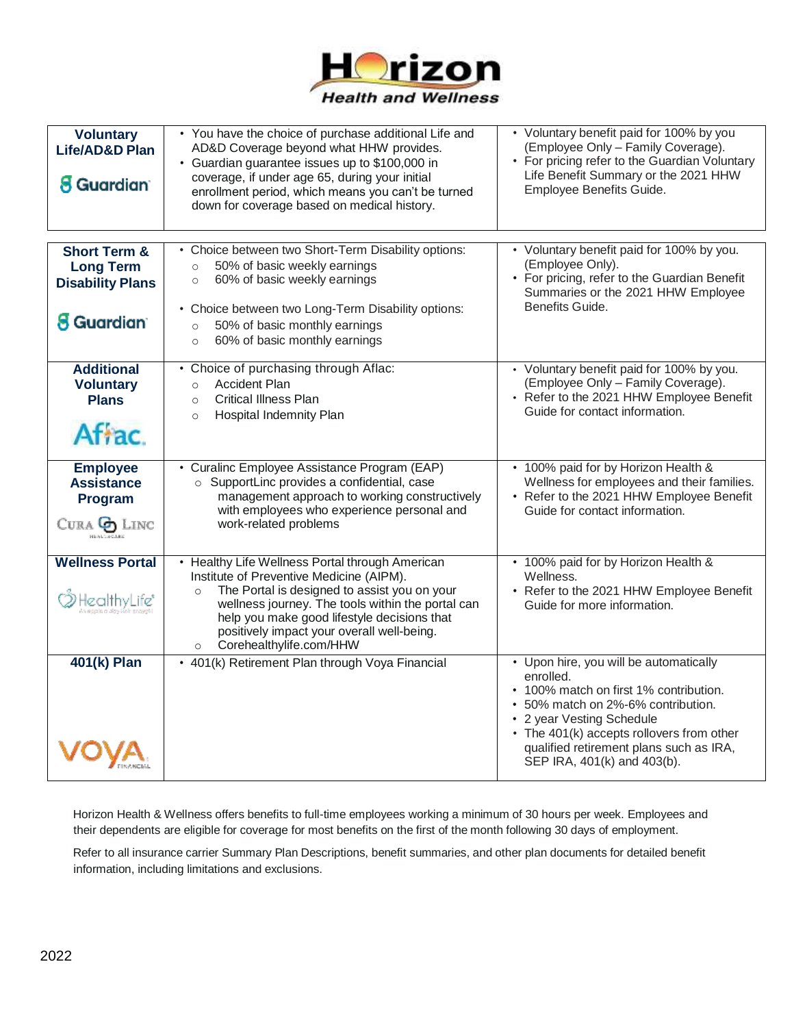# Horizon Health and Wellness

| | | |
|---|---|---|
| **Voluntary Life/AD&D Plan** Guardian | • You have the choice of purchase additional Life and AD&D Coverage beyond what HHW provides. • Guardian guarantee issues up to $100,000 in coverage, if under age 65, during your initial enrollment period, which means you can't be turned down for coverage based on medical history. | • Voluntary benefit paid for 100% by you (Employee Only – Family Coverage). • For pricing refer to the Guardian Voluntary Life Benefit Summary or the 2021 HHW Employee Benefits Guide. |
| **Short Term & Long Term Disability Plans** Guardian | • Choice between two Short-Term Disability options: ○ 50% of basic weekly earnings ○ 60% of basic weekly earnings • Choice between two Long-Term Disability options: ○ 50% of basic monthly earnings ○ 60% of basic monthly earnings | • Voluntary benefit paid for 100% by you. (Employee Only). • For pricing, refer to the Guardian Benefit Summaries or the 2021 HHW Employee Benefits Guide. |
| **Additional Voluntary Plans** Aflac | • Choice of purchasing through Aflac: ○ Accident Plan ○ Critical Illness Plan ○ Hospital Indemnity Plan | • Voluntary benefit paid for 100% by you. (Employee Only – Family Coverage). • Refer to the 2021 HHW Employee Benefit Guide for contact information. |
| **Employee Assistance Program** CuraLinc Healthcare | • Curalinc Employee Assistance Program (EAP) ○ SupportLinc provides a confidential, case management approach to working constructively with employees who experience personal and work-related problems | • 100% paid for by Horizon Health & Wellness for employees and their families. • Refer to the 2021 HHW Employee Benefit Guide for contact information. |
| **Wellness Portal** HealthyLife | • Healthy Life Wellness Portal through American Institute of Preventive Medicine (AIPM). ○ The Portal is designed to assist you on your wellness journey. The tools within the portal can help you make good lifestyle decisions that positively impact your overall well-being. ○ Corehealthylife.com/HHW | • 100% paid for by Horizon Health & Wellness. • Refer to the 2021 HHW Employee Benefit Guide for more information. |
| **401(k) Plan** Voya Financial | • 401(k) Retirement Plan through Voya Financial | • Upon hire, you will be automatically enrolled. • 100% match on first 1% contribution. • 50% match on 2%-6% contribution. • 2 year Vesting Schedule • The 401(k) accepts rollovers from other qualified retirement plans such as IRA, SEP IRA, 401(k) and 403(b). |

Horizon Health & Wellness offers benefits to full-time employees working a minimum of 30 hours per week. Employees and their dependents are eligible for coverage for most benefits on the first of the month following 30 days of employment.

Refer to all insurance carrier Summary Plan Descriptions, benefit summaries, and other plan documents for detailed benefit information, including limitations and exclusions.

2022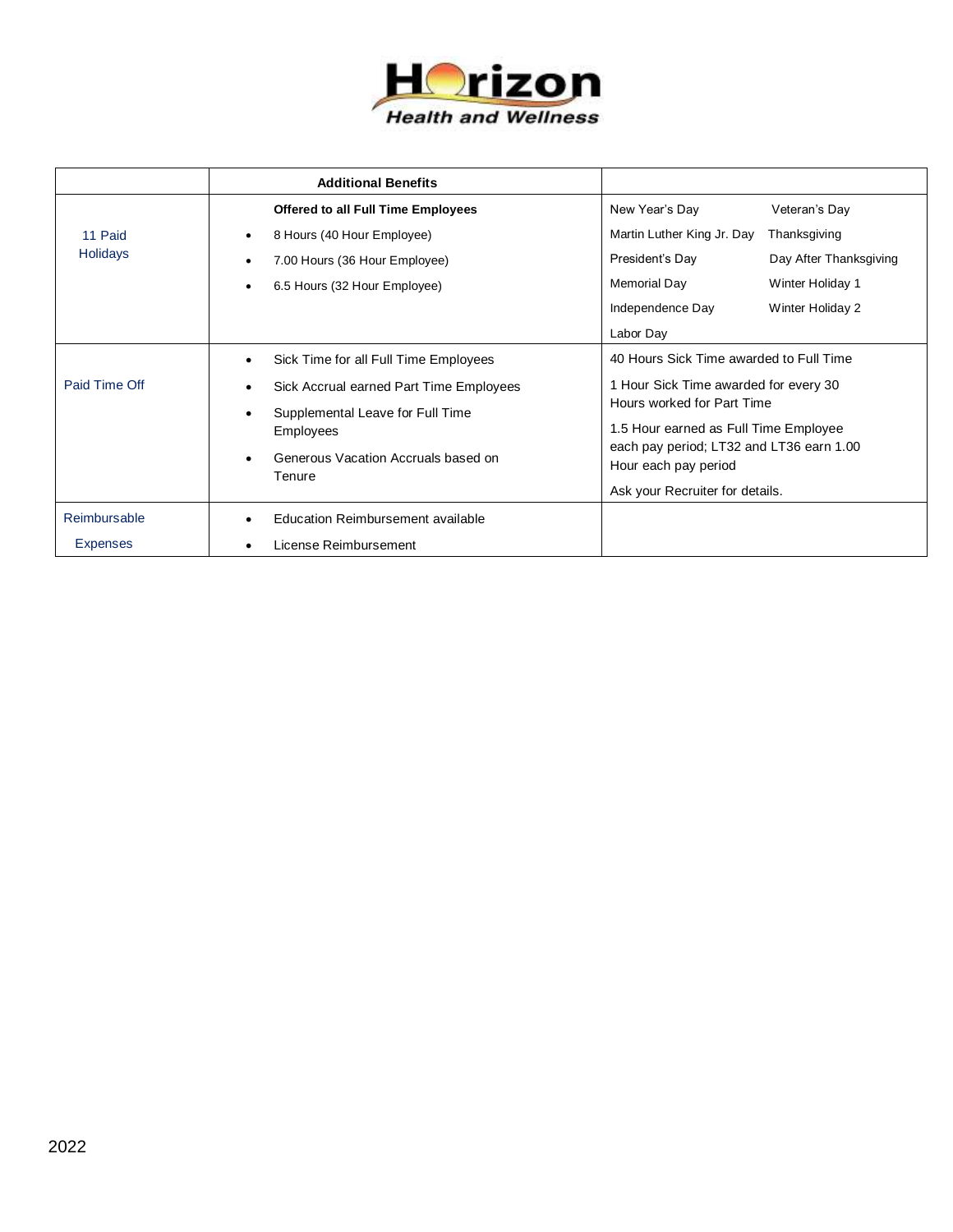Horizon Health and Wellness

| | Additional Benefits | |
|---|---|---|
| 11 Paid Holidays | **Offered to all Full Time Employees**<br>• 8 Hours (40 Hour Employee)<br>• 7.00 Hours (36 Hour Employee)<br>• 6.5 Hours (32 Hour Employee) | New Year's Day<br>Martin Luther King Jr. Day<br>President's Day<br>Memorial Day<br>Independence Day<br>Labor Day<br>Veteran's Day<br>Thanksgiving<br>Day After Thanksgiving<br>Winter Holiday 1<br>Winter Holiday 2 |
| Paid Time Off | • Sick Time for all Full Time Employees<br>• Sick Accrual earned Part Time Employees<br>• Supplemental Leave for Full Time Employees<br>• Generous Vacation Accruals based on Tenure | 40 Hours Sick Time awarded to Full Time<br>1 Hour Sick Time awarded for every 30 Hours worked for Part Time<br>1.5 Hour earned as Full Time Employee each pay period; LT32 and LT36 earn 1.00 Hour each pay period<br>Ask your Recruiter for details. |
| Reimbursable Expenses | • Education Reimbursement available<br>• License Reimbursement | |

2022